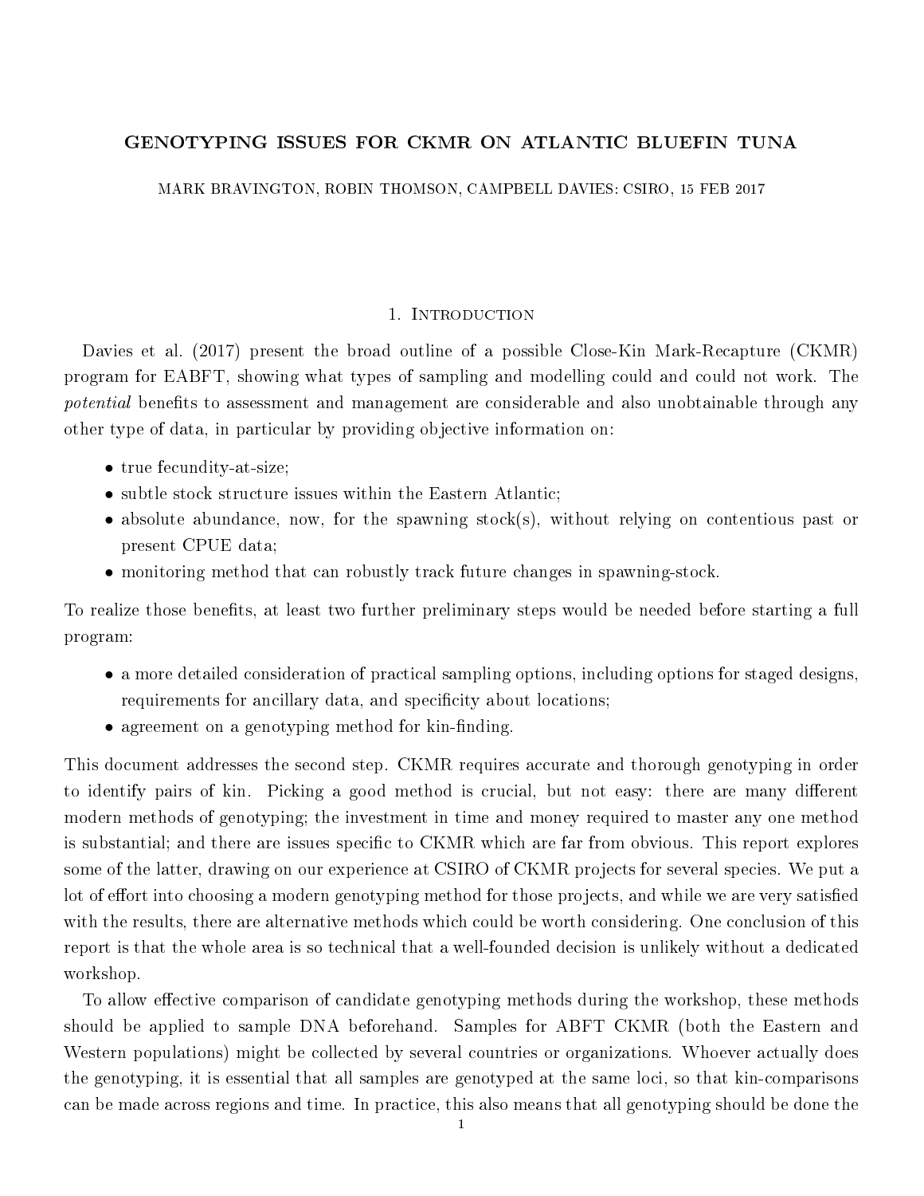# GENOTYPING ISSUES FOR CKMR ON ATLANTIC BLUEFIN TUNA

MARK BRAVINGTON, ROBIN THOMSON, CAMPBELL DAVIES: CSIRO, 15 FEB 2017

## 1. Introduction

Davies et al. (2017) present the broad outline of a possible Close-Kin Mark-Recapture (CKMR) program for EABFT, showing what types of sampling and modelling could and could not work. The *potential* benefits to assessment and management are considerable and also unobtainable through any other type of data, in particular by providing objective information on:

- true fecundity-at-size;
- subtle stock structure issues within the Eastern Atlantic;
- absolute abundance, now, for the spawning stock(s), without relying on contentious past or present CPUE data;
- monitoring method that can robustly track future changes in spawning-stock.

To realize those benefits, at least two further preliminary steps would be needed before starting a full program:

- a more detailed consideration of practical sampling options, including options for staged designs, requirements for ancillary data, and specificity about locations;
- agreement on a genotyping method for kin-finding.

This document addresses the second step. CKMR requires accurate and thorough genotyping in order to identify pairs of kin. Picking a good method is crucial, but not easy: there are many different modern methods of genotyping; the investment in time and money required to master any one method is substantial; and there are issues specific to CKMR which are far from obvious. This report explores some of the latter, drawing on our experience at CSIRO of CKMR projects for several species. We put a lot of effort into choosing a modern genotyping method for those projects, and while we are very satisfied with the results, there are alternative methods which could be worth considering. One conclusion of this report is that the whole area is so technical that a well-founded decision is unlikely without a dedicated workshop.

To allow effective comparison of candidate genotyping methods during the workshop, these methods should be applied to sample DNA beforehand. Samples for ABFT CKMR (both the Eastern and Western populations) might be collected by several countries or organizations. Whoever actually does the genotyping, it is essential that all samples are genotyped at the same loci, so that kin-comparisons can be made across regions and time. In practice, this also means that all genotyping should be done the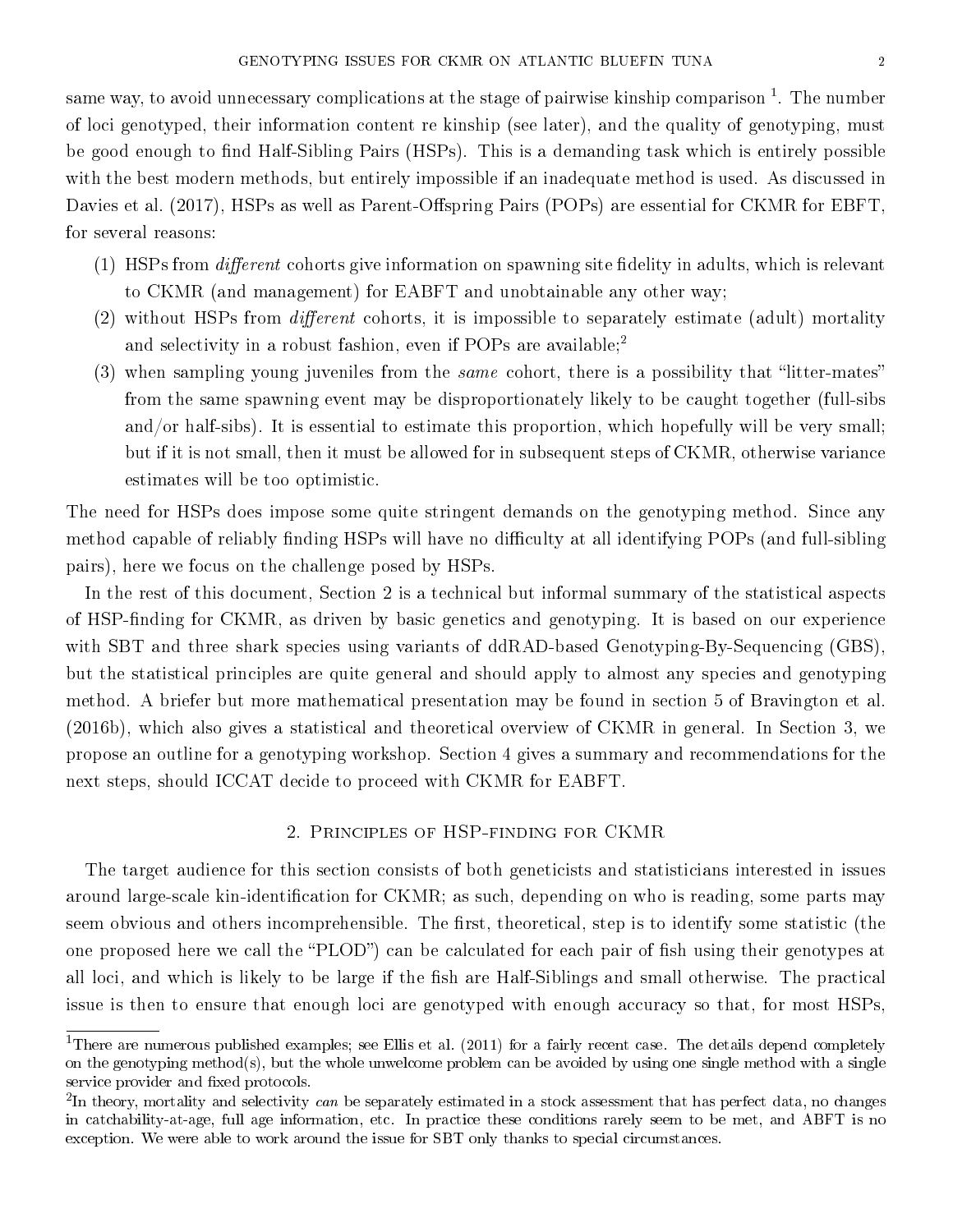same way, to avoid unnecessary complications at the stage of pairwise kinship comparison [1]. The number of loci genotyped, their information content re kinship (see later), and the quality of genotyping, must be good enough to find Half-Sibling Pairs (HSPs). This is a demanding task which is entirely possible with the best modern methods, but entirely impossible if an inadequate method is used. As discussed in Davies et al. (2017), HSPs as well as Parent-Offspring Pairs (POPs) are essential for CKMR for EBFT, for several reasons:

(1) HSPs from *different* cohorts give information on spawning site fidelity in adults, which is relevant to CKMR (and management) for EABFT and unobtainable any other way;
(2) without HSPs from *different* cohorts, it is impossible to separately estimate (adult) mortality and selectivity in a robust fashion, even if POPs are available;[2]
(3) when sampling young juveniles from the *same* cohort, there is a possibility that "litter-mates" from the same spawning event may be disproportionately likely to be caught together (full-sibs and/or half-sibs). It is essential to estimate this proportion, which hopefully will be very small; but if it is not small, then it must be allowed for in subsequent steps of CKMR, otherwise variance estimates will be too optimistic.

The need for HSPs does impose some quite stringent demands on the genotyping method. Since any method capable of reliably finding HSPs will have no difficulty at all identifying POPs (and full-sibling pairs), here we focus on the challenge posed by HSPs.

In the rest of this document, Section 2 is a technical but informal summary of the statistical aspects of HSP-finding for CKMR, as driven by basic genetics and genotyping. It is based on our experience with SBT and three shark species using variants of ddRAD-based Genotyping-By-Sequencing (GBS), but the statistical principles are quite general and should apply to almost any species and genotyping method. A briefer but more mathematical presentation may be found in section 5 of Bravington et al. (2016b), which also gives a statistical and theoretical overview of CKMR in general. In Section 3, we propose an outline for a genotyping workshop. Section 4 gives a summary and recommendations for the next steps, should ICCAT decide to proceed with CKMR for EABFT.

## 2. Principles of HSP-finding for CKMR

The target audience for this section consists of both geneticists and statisticians interested in issues around large-scale kin-identification for CKMR; as such, depending on who is reading, some parts may seem obvious and others incomprehensible. The first, theoretical, step is to identify some statistic (the one proposed here we call the "PLOD") can be calculated for each pair of fish using their genotypes at all loci, and which is likely to be large if the fish are Half-Siblings and small otherwise. The practical issue is then to ensure that enough loci are genotyped with enough accuracy so that, for most HSPs,

---

[1] There are numerous published examples; see Ellis et al. (2011) for a fairly recent case. The details depend completely on the genotyping method(s), but the whole unwelcome problem can be avoided by using one single method with a single service provider and fixed protocols.

[2] In theory, mortality and selectivity *can* be separately estimated in a stock assessment that has perfect data, no changes in catchability-at-age, full age information, etc. In practice these conditions rarely seem to be met, and ABFT is no exception. We were able to work around the issue for SBT only thanks to special circumstances.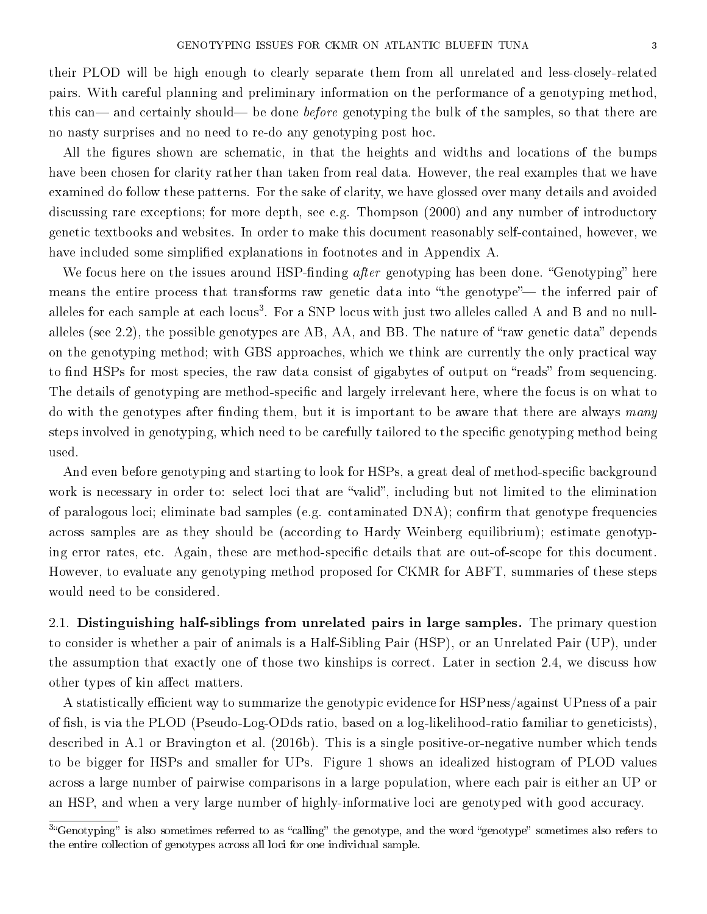their PLOD will be high enough to clearly separate them from all unrelated and less-closely-related pairs. With careful planning and preliminary information on the performance of a genotyping method, this can— and certainly should— be done *before* genotyping the bulk of the samples, so that there are no nasty surprises and no need to re-do any genotyping post hoc.

All the figures shown are schematic, in that the heights and widths and locations of the bumps have been chosen for clarity rather than taken from real data. However, the real examples that we have examined do follow these patterns. For the sake of clarity, we have glossed over many details and avoided discussing rare exceptions; for more depth, see e.g. Thompson (2000) and any number of introductory genetic textbooks and websites. In order to make this document reasonably self-contained, however, we have included some simplified explanations in footnotes and in Appendix A.

We focus here on the issues around HSP-finding *after* genotyping has been done. "Genotyping" here means the entire process that transforms raw genetic data into "the genotype"— the inferred pair of alleles for each sample at each locus[3]. For a SNP locus with just two alleles called A and B and no null-alleles (see 2.2), the possible genotypes are AB, AA, and BB. The nature of "raw genetic data" depends on the genotyping method; with GBS approaches, which we think are currently the only practical way to find HSPs for most species, the raw data consist of gigabytes of output on "reads" from sequencing. The details of genotyping are method-specific and largely irrelevant here, where the focus is on what to do with the genotypes after finding them, but it is important to be aware that there are always *many* steps involved in genotyping, which need to be carefully tailored to the specific genotyping method being used.

And even before genotyping and starting to look for HSPs, a great deal of method-specific background work is necessary in order to: select loci that are "valid", including but not limited to the elimination of paralogous loci; eliminate bad samples (e.g. contaminated DNA); confirm that genotype frequencies across samples are as they should be (according to Hardy Weinberg equilibrium); estimate genotyping error rates, etc. Again, these are method-specific details that are out-of-scope for this document. However, to evaluate any genotyping method proposed for CKMR for ABFT, summaries of these steps would need to be considered.

**2.1. Distinguishing half-siblings from unrelated pairs in large samples.** The primary question to consider is whether a pair of animals is a Half-Sibling Pair (HSP), or an Unrelated Pair (UP), under the assumption that exactly one of those two kinships is correct. Later in section 2.4, we discuss how other types of kin affect matters.

A statistically efficient way to summarize the genotypic evidence for HSPness/against UPness of a pair of fish, is via the PLOD (Pseudo-Log-ODds ratio, based on a log-likelihood-ratio familiar to geneticists), described in A.1 or Bravington et al. (2016b). This is a single positive-or-negative number which tends to be bigger for HSPs and smaller for UPs. Figure 1 shows an idealized histogram of PLOD values across a large number of pairwise comparisons in a large population, where each pair is either an UP or an HSP, and when a very large number of highly-informative loci are genotyped with good accuracy.

[3]"Genotyping" is also sometimes referred to as "calling" the genotype, and the word "genotype" sometimes also refers to the entire collection of genotypes across all loci for one individual sample.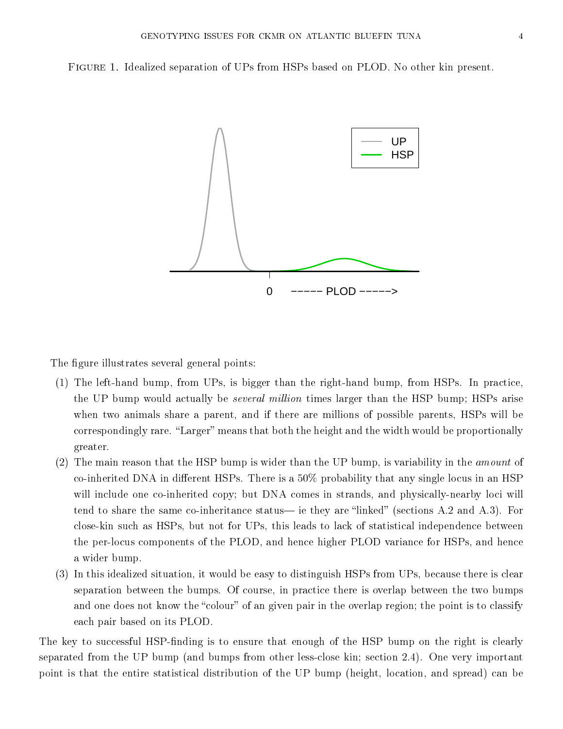Figure 1. Idealized separation of UPs from HSPs based on PLOD. No other kin present.

The figure illustrates several general points:

1. The left-hand bump, from UPs, is bigger than the right-hand bump, from HSPs. In practice, the UP bump would actually be *several million* times larger than the HSP bump; HSPs arise when two animals share a parent, and if there are millions of possible parents, HSPs will be correspondingly rare. "Larger" means that both the height and the width would be proportionally greater.
2. The main reason that the HSP bump is wider than the UP bump, is variability in the *amount* of co-inherited DNA in different HSPs. There is a 50% probability that any single locus in an HSP will include one co-inherited copy; but DNA comes in strands, and physically-nearby loci will tend to share the same co-inheritance status— ie they are "linked" (sections A.2 and A.3). For close-kin such as HSPs, but not for UPs, this leads to lack of statistical independence between the per-locus components of the PLOD, and hence higher PLOD variance for HSPs, and hence a wider bump.
3. In this idealized situation, it would be easy to distinguish HSPs from UPs, because there is clear separation between the bumps. Of course, in practice there is overlap between the two bumps and one does not know the "colour" of an given pair in the overlap region; the point is to classify each pair based on its PLOD.

The key to successful HSP-finding is to ensure that enough of the HSP bump on the right is clearly separated from the UP bump (and bumps from other less-close kin; section 2.4). One very important point is that the entire statistical distribution of the UP bump (height, location, and spread) can be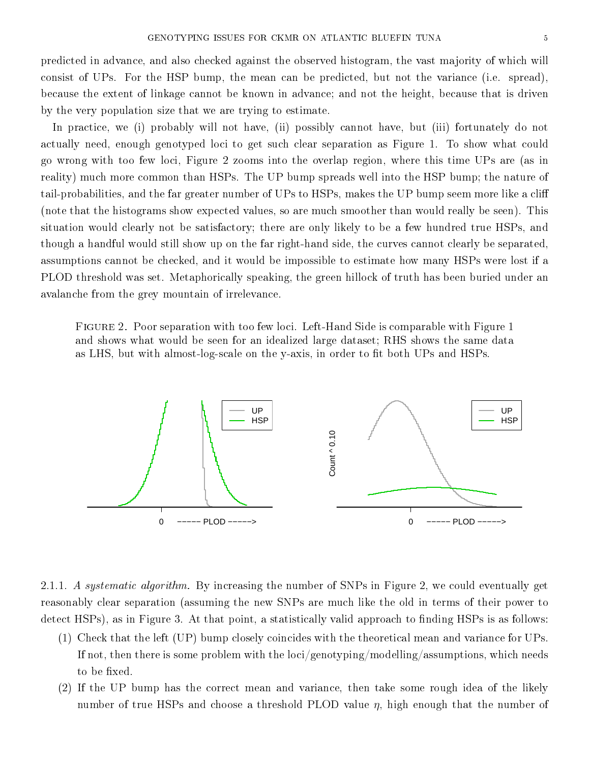predicted in advance, and also checked against the observed histogram, the vast majority of which will consist of UPs. For the HSP bump, the mean can be predicted, but not the variance (i.e. spread), because the extent of linkage cannot be known in advance; and not the height, because that is driven by the very population size that we are trying to estimate.

In practice, we (i) probably will not have, (ii) possibly cannot have, but (iii) fortunately do not actually need, enough genotyped loci to get such clear separation as Figure 1. To show what could go wrong with too few loci, Figure 2 zooms into the overlap region, where this time UPs are (as in reality) much more common than HSPs. The UP bump spreads well into the HSP bump; the nature of tail-probabilities, and the far greater number of UPs to HSPs, makes the UP bump seem more like a cliff (note that the histograms show expected values, so are much smoother than would really be seen). This situation would clearly not be satisfactory; there are only likely to be a few hundred true HSPs, and though a handful would still show up on the far right-hand side, the curves cannot clearly be separated, assumptions cannot be checked, and it would be impossible to estimate how many HSPs were lost if a PLOD threshold was set. Metaphorically speaking, the green hillock of truth has been buried under an avalanche from the grey mountain of irrelevance.

Figure 2. Poor separation with too few loci. Left-Hand Side is comparable with Figure 1 and shows what would be seen for an idealized large dataset; RHS shows the same data as LHS, but with almost-log-scale on the y-axis, in order to fit both UPs and HSPs.

2.1.1. *A systematic algorithm.* By increasing the number of SNPs in Figure 2, we could eventually get reasonably clear separation (assuming the new SNPs are much like the old in terms of their power to detect HSPs), as in Figure 3. At that point, a statistically valid approach to finding HSPs is as follows:

1. Check that the left (UP) bump closely coincides with the theoretical mean and variance for UPs. If not, then there is some problem with the loci/genotyping/modelling/assumptions, which needs to be fixed.
2. If the UP bump has the correct mean and variance, then take some rough idea of the likely number of true HSPs and choose a threshold PLOD value $\eta$, high enough that the number of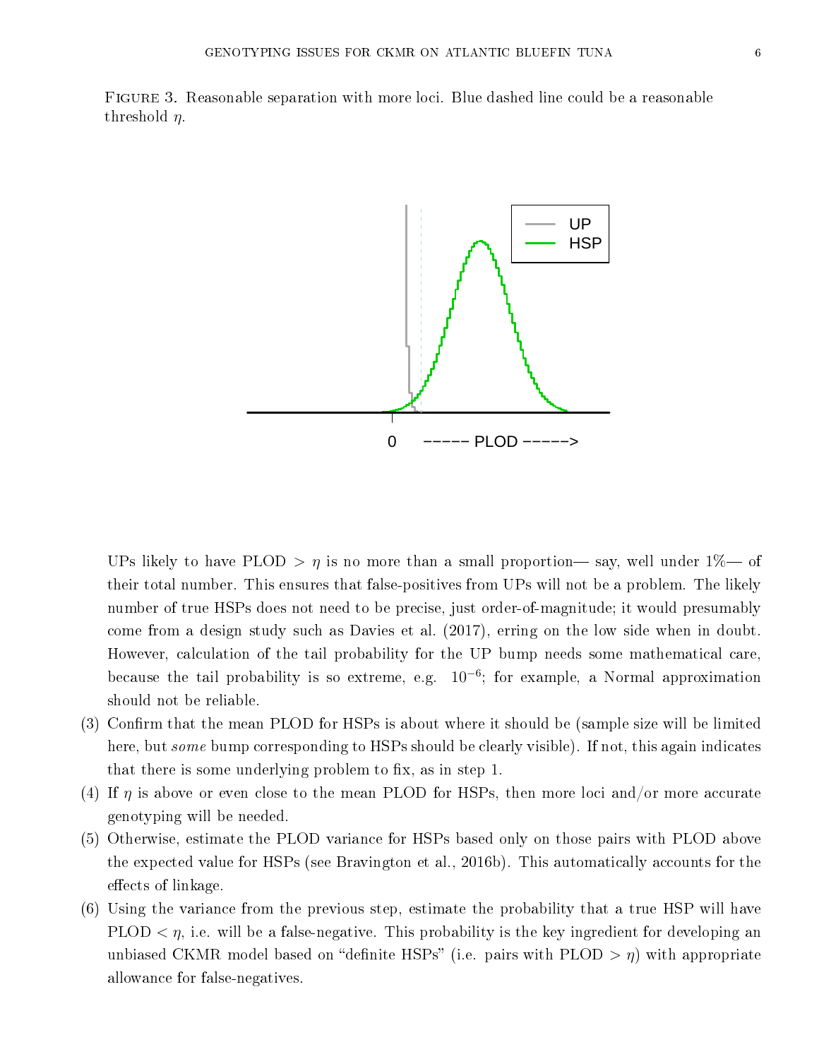FIGURE 3. Reasonable separation with more loci. Blue dashed line could be a reasonable threshold $\eta$.

UPs likely to have PLOD $> \eta$ is no more than a small proportion— say, well under 1%— of their total number. This ensures that false-positives from UPs will not be a problem. The likely number of true HSPs does not need to be precise, just order-of-magnitude; it would presumably come from a design study such as Davies et al. (2017), erring on the low side when in doubt. However, calculation of the tail probability for the UP bump needs some mathematical care, because the tail probability is so extreme, e.g. $10^{-6}$; for example, a Normal approximation should not be reliable.

(3) Confirm that the mean PLOD for HSPs is about where it should be (sample size will be limited here, but *some* bump corresponding to HSPs should be clearly visible). If not, this again indicates that there is some underlying problem to fix, as in step 1.
(4) If $\eta$ is above or even close to the mean PLOD for HSPs, then more loci and/or more accurate genotyping will be needed.
(5) Otherwise, estimate the PLOD variance for HSPs based only on those pairs with PLOD above the expected value for HSPs (see Bravington et al., 2016b). This automatically accounts for the effects of linkage.
(6) Using the variance from the previous step, estimate the probability that a true HSP will have PLOD $< \eta$, i.e. will be a false-negative. This probability is the key ingredient for developing an unbiased CKMR model based on "definite HSPs" (i.e. pairs with PLOD $> \eta$) with appropriate allowance for false-negatives.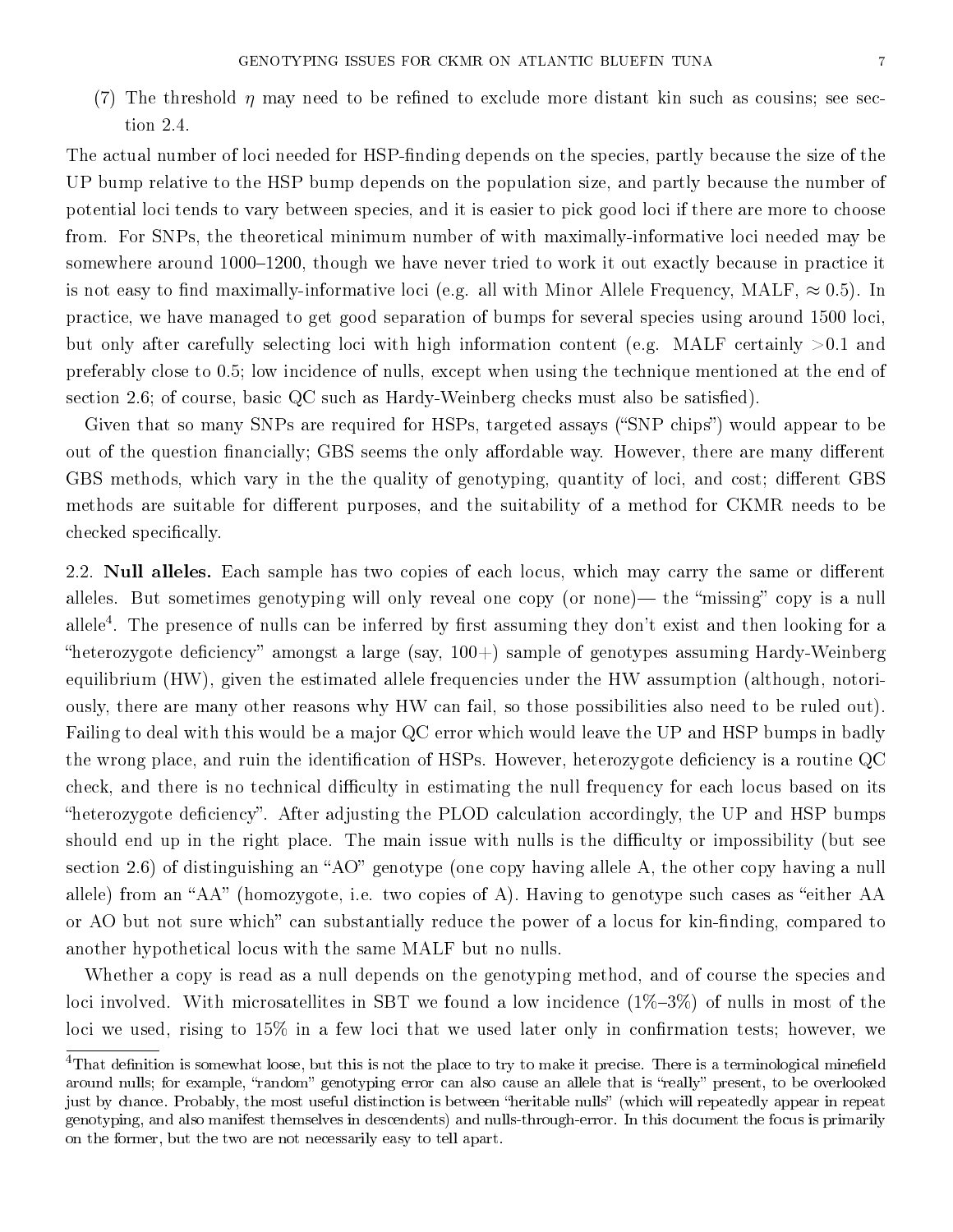(7) The threshold $\eta$ may need to be refined to exclude more distant kin such as cousins; see section 2.4.

The actual number of loci needed for HSP-finding depends on the species, partly because the size of the UP bump relative to the HSP bump depends on the population size, and partly because the number of potential loci tends to vary between species, and it is easier to pick good loci if there are more to choose from. For SNPs, the theoretical minimum number of with maximally-informative loci needed may be somewhere around 1000–1200, though we have never tried to work it out exactly because in practice it is not easy to find maximally-informative loci (e.g. all with Minor Allele Frequency, MALF, $\approx 0.5$). In practice, we have managed to get good separation of bumps for several species using around 1500 loci, but only after carefully selecting loci with high information content (e.g. MALF certainly $>0.1$ and preferably close to 0.5; low incidence of nulls, except when using the technique mentioned at the end of section 2.6; of course, basic QC such as Hardy-Weinberg checks must also be satisfied).

Given that so many SNPs are required for HSPs, targeted assays ("SNP chips") would appear to be out of the question financially; GBS seems the only affordable way. However, there are many different GBS methods, which vary in the the quality of genotyping, quantity of loci, and cost; different GBS methods are suitable for different purposes, and the suitability of a method for CKMR needs to be checked specifically.

2.2. **Null alleles.** Each sample has two copies of each locus, which may carry the same or different alleles. But sometimes genotyping will only reveal one copy (or none)— the "missing" copy is a null allele[4]. The presence of nulls can be inferred by first assuming they don't exist and then looking for a "heterozygote deficiency" amongst a large (say, 100+) sample of genotypes assuming Hardy-Weinberg equilibrium (HW), given the estimated allele frequencies under the HW assumption (although, notoriously, there are many other reasons why HW can fail, so those possibilities also need to be ruled out). Failing to deal with this would be a major QC error which would leave the UP and HSP bumps in badly the wrong place, and ruin the identification of HSPs. However, heterozygote deficiency is a routine QC check, and there is no technical difficulty in estimating the null frequency for each locus based on its "heterozygote deficiency". After adjusting the PLOD calculation accordingly, the UP and HSP bumps should end up in the right place. The main issue with nulls is the difficulty or impossibility (but see section 2.6) of distinguishing an "AO" genotype (one copy having allele A, the other copy having a null allele) from an "AA" (homozygote, i.e. two copies of A). Having to genotype such cases as "either AA or AO but not sure which" can substantially reduce the power of a locus for kin-finding, compared to another hypothetical locus with the same MALF but no nulls.

Whether a copy is read as a null depends on the genotyping method, and of course the species and loci involved. With microsatellites in SBT we found a low incidence (1%–3%) of nulls in most of the loci we used, rising to 15% in a few loci that we used later only in confirmation tests; however, we

[4] That definition is somewhat loose, but this is not the place to try to make it precise. There is a terminological minefield around nulls; for example, "random" genotyping error can also cause an allele that is "really" present, to be overlooked just by chance. Probably, the most useful distinction is between "heritable nulls" (which will repeatedly appear in repeat genotyping, and also manifest themselves in descendents) and nulls-through-error. In this document the focus is primarily on the former, but the two are not necessarily easy to tell apart.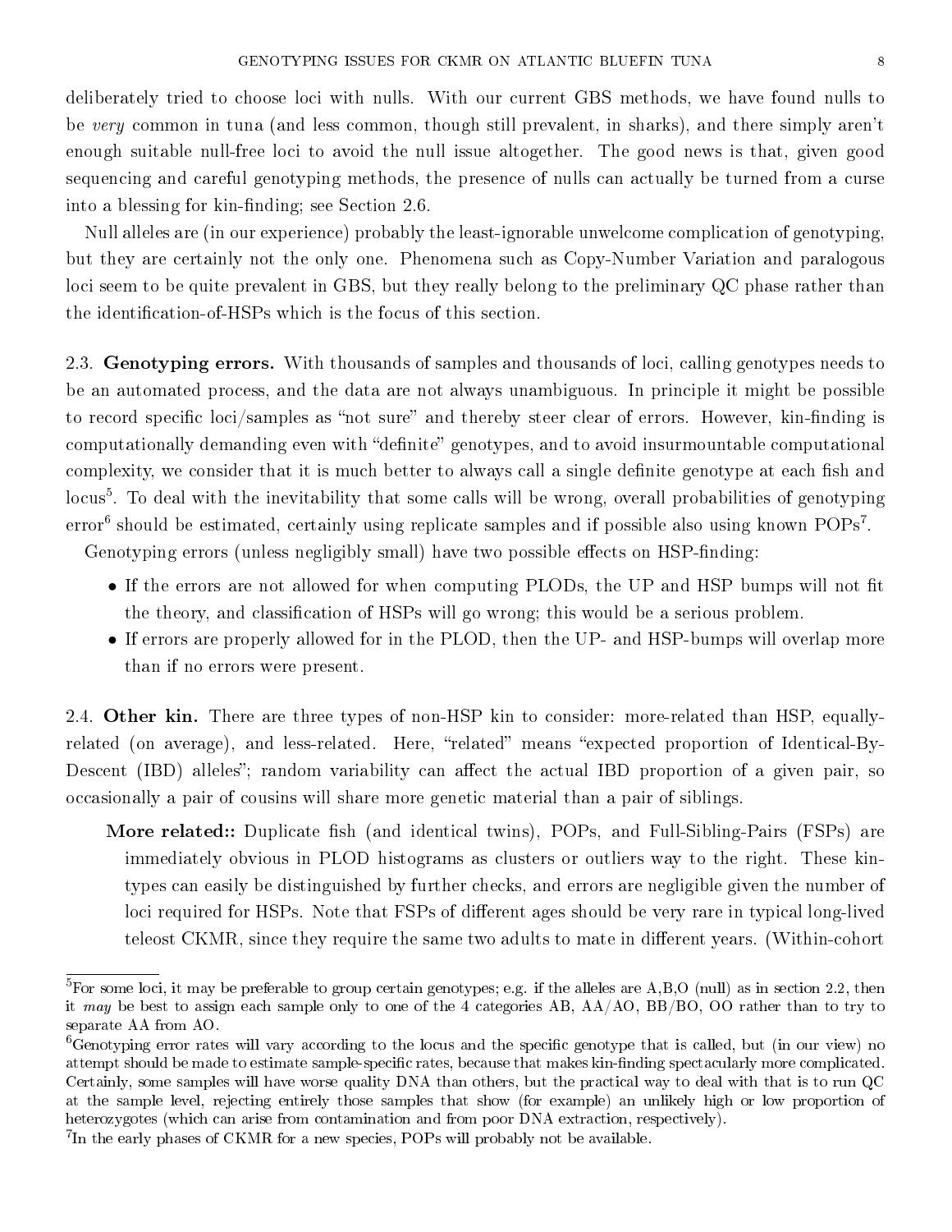deliberately tried to choose loci with nulls. With our current GBS methods, we have found nulls to be *very* common in tuna (and less common, though still prevalent, in sharks), and there simply aren't enough suitable null-free loci to avoid the null issue altogether. The good news is that, given good sequencing and careful genotyping methods, the presence of nulls can actually be turned from a curse into a blessing for kin-finding; see Section 2.6.

Null alleles are (in our experience) probably the least-ignorable unwelcome complication of genotyping, but they are certainly not the only one. Phenomena such as Copy-Number Variation and paralogous loci seem to be quite prevalent in GBS, but they really belong to the preliminary QC phase rather than the identification-of-HSPs which is the focus of this section.

**2.3. Genotyping errors.** With thousands of samples and thousands of loci, calling genotypes needs to be an automated process, and the data are not always unambiguous. In principle it might be possible to record specific loci/samples as "not sure" and thereby steer clear of errors. However, kin-finding is computationally demanding even with "definite" genotypes, and to avoid insurmountable computational complexity, we consider that it is much better to always call a single definite genotype at each fish and locus[5]. To deal with the inevitability that some calls will be wrong, overall probabilities of genotyping error[6] should be estimated, certainly using replicate samples and if possible also using known POPs[7].

Genotyping errors (unless negligibly small) have two possible effects on HSP-finding:

- If the errors are not allowed for when computing PLODs, the UP and HSP bumps will not fit the theory, and classification of HSPs will go wrong; this would be a serious problem.
- If errors are properly allowed for in the PLOD, then the UP- and HSP-bumps will overlap more than if no errors were present.

**2.4. Other kin.** There are three types of non-HSP kin to consider: more-related than HSP, equally-related (on average), and less-related. Here, "related" means "expected proportion of Identical-By-Descent (IBD) alleles"; random variability can affect the actual IBD proportion of a given pair, so occasionally a pair of cousins will share more genetic material than a pair of siblings.

**More related::** Duplicate fish (and identical twins), POPs, and Full-Sibling-Pairs (FSPs) are immediately obvious in PLOD histograms as clusters or outliers way to the right. These kin-types can easily be distinguished by further checks, and errors are negligible given the number of loci required for HSPs. Note that FSPs of different ages should be very rare in typical long-lived teleost CKMR, since they require the same two adults to mate in different years. (Within-cohort

---

[5]For some loci, it may be preferable to group certain genotypes; e.g. if the alleles are A,B,O (null) as in section 2.2, then it *may* be best to assign each sample only to one of the 4 categories AB, AA/AO, BB/BO, OO rather than to try to separate AA from AO.

[6]Genotyping error rates will vary according to the locus and the specific genotype that is called, but (in our view) no attempt should be made to estimate sample-specific rates, because that makes kin-finding spectacularly more complicated. Certainly, some samples will have worse quality DNA than others, but the practical way to deal with that is to run QC at the sample level, rejecting entirely those samples that show (for example) an unlikely high or low proportion of heterozygotes (which can arise from contamination and from poor DNA extraction, respectively).

[7]In the early phases of CKMR for a new species, POPs will probably not be available.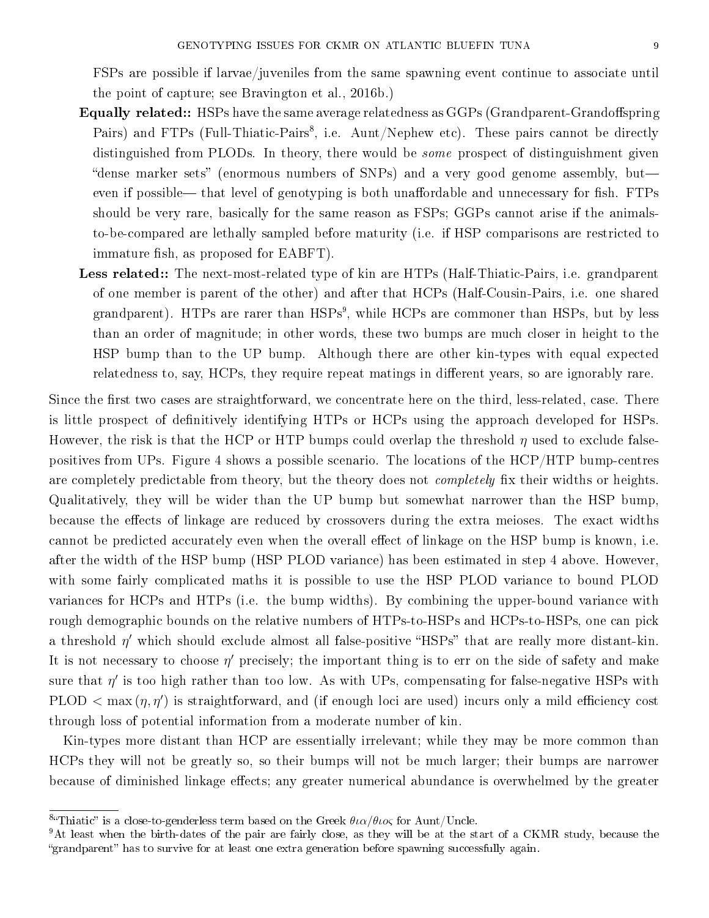FSPs are possible if larvae/juveniles from the same spawning event continue to associate until the point of capture; see Bravington et al., 2016b.)

**Equally related::** HSPs have the same average relatedness as GGPs (Grandparent-Grandoffspring Pairs) and FTPs (Full-Thiatic-Pairs[8], i.e. Aunt/Nephew etc). These pairs cannot be directly distinguished from PLODs. In theory, there would be *some* prospect of distinguishment given "dense marker sets" (enormous numbers of SNPs) and a very good genome assembly, but— even if possible— that level of genotyping is both unaffordable and unnecessary for fish. FTPs should be very rare, basically for the same reason as FSPs; GGPs cannot arise if the animals-to-be-compared are lethally sampled before maturity (i.e. if HSP comparisons are restricted to immature fish, as proposed for EABFT).

**Less related::** The next-most-related type of kin are HTPs (Half-Thiatic-Pairs, i.e. grandparent of one member is parent of the other) and after that HCPs (Half-Cousin-Pairs, i.e. one shared grandparent). HTPs are rarer than HSPs[9], while HCPs are commoner than HSPs, but by less than an order of magnitude; in other words, these two bumps are much closer in height to the HSP bump than to the UP bump. Although there are other kin-types with equal expected relatedness to, say, HCPs, they require repeat matings in different years, so are ignorably rare.

Since the first two cases are straightforward, we concentrate here on the third, less-related, case. There is little prospect of definitively identifying HTPs or HCPs using the approach developed for HSPs. However, the risk is that the HCP or HTP bumps could overlap the threshold $\eta$ used to exclude false-positives from UPs. Figure 4 shows a possible scenario. The locations of the HCP/HTP bump-centres are completely predictable from theory, but the theory does not *completely* fix their widths or heights. Qualitatively, they will be wider than the UP bump but somewhat narrower than the HSP bump, because the effects of linkage are reduced by crossovers during the extra meioses. The exact widths cannot be predicted accurately even when the overall effect of linkage on the HSP bump is known, i.e. after the width of the HSP bump (HSP PLOD variance) has been estimated in step 4 above. However, with some fairly complicated maths it is possible to use the HSP PLOD variance to bound PLOD variances for HCPs and HTPs (i.e. the bump widths). By combining the upper-bound variance with rough demographic bounds on the relative numbers of HTPs-to-HSPs and HCPs-to-HSPs, one can pick a threshold $\eta'$ which should exclude almost all false-positive "HSPs" that are really more distant-kin. It is not necessary to choose $\eta'$ precisely; the important thing is to err on the side of safety and make sure that $\eta'$ is too high rather than too low. As with UPs, compensating for false-negative HSPs with PLOD $< \max(\eta, \eta')$ is straightforward, and (if enough loci are used) incurs only a mild efficiency cost through loss of potential information from a moderate number of kin.

Kin-types more distant than HCP are essentially irrelevant; while they may be more common than HCPs they will not be greatly so, so their bumps will not be much larger; their bumps are narrower because of diminished linkage effects; any greater numerical abundance is overwhelmed by the greater

[8] "Thiatic" is a close-to-genderless term based on the Greek $\theta\iota\alpha/\theta\iota o\varsigma$ for Aunt/Uncle.

[9] At least when the birth-dates of the pair are fairly close, as they will be at the start of a CKMR study, because the "grandparent" has to survive for at least one extra generation before spawning successfully again.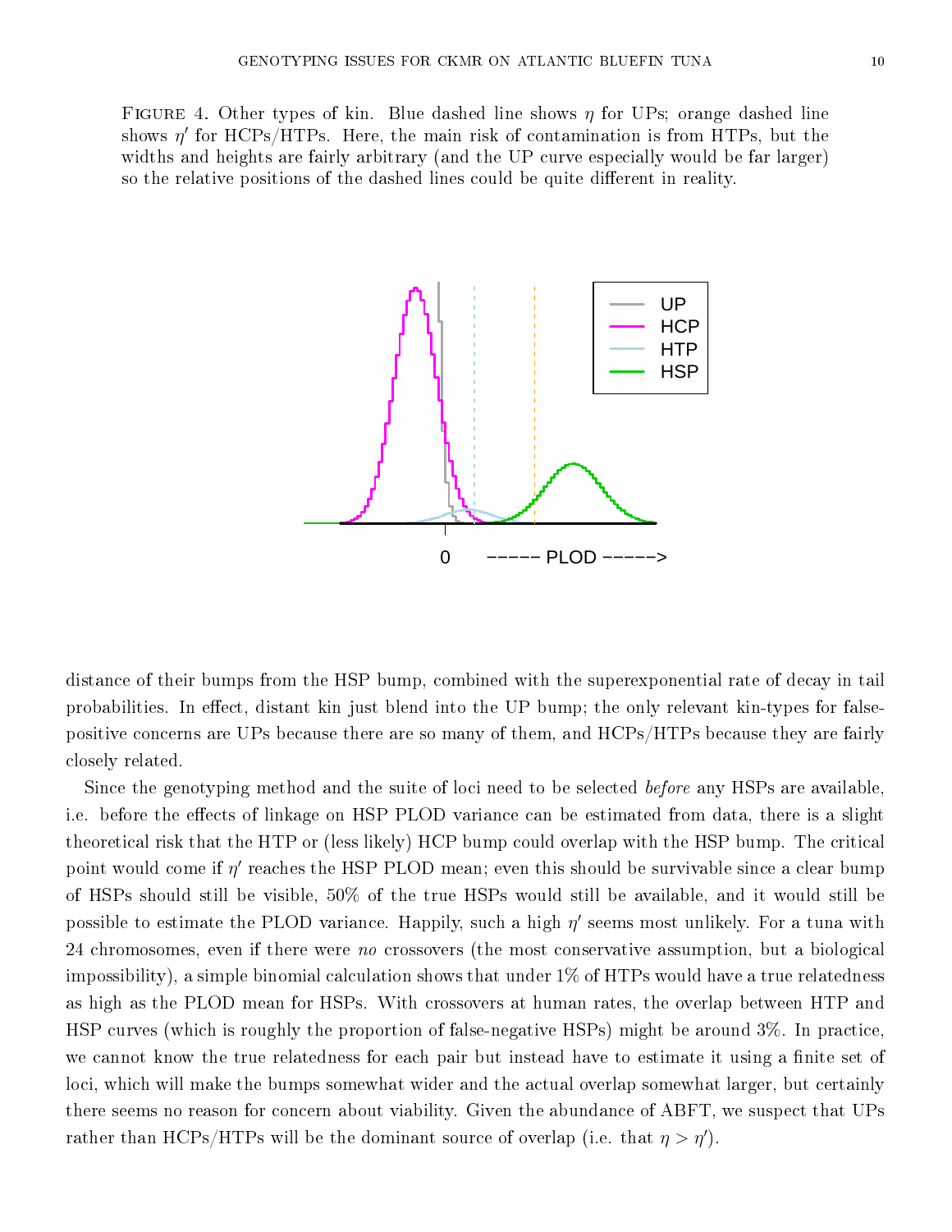FIGURE 4. Other types of kin. Blue dashed line shows $\eta$ for UPs; orange dashed line shows $\eta'$ for HCPs/HTPs. Here, the main risk of contamination is from HTPs, but the widths and heights are fairly arbitrary (and the UP curve especially would be far larger) so the relative positions of the dashed lines could be quite different in reality.

distance of their bumps from the HSP bump, combined with the superexponential rate of decay in tail probabilities. In effect, distant kin just blend into the UP bump; the only relevant kin-types for false-positive concerns are UPs because there are so many of them, and HCPs/HTPs because they are fairly closely related.

Since the genotyping method and the suite of loci need to be selected *before* any HSPs are available, i.e. before the effects of linkage on HSP PLOD variance can be estimated from data, there is a slight theoretical risk that the HTP or (less likely) HCP bump could overlap with the HSP bump. The critical point would come if $\eta'$ reaches the HSP PLOD mean; even this should be survivable since a clear bump of HSPs should still be visible, 50% of the true HSPs would still be available, and it would still be possible to estimate the PLOD variance. Happily, such a high $\eta'$ seems most unlikely. For a tuna with 24 chromosomes, even if there were *no* crossovers (the most conservative assumption, but a biological impossibility), a simple binomial calculation shows that under 1% of HTPs would have a true relatedness as high as the PLOD mean for HSPs. With crossovers at human rates, the overlap between HTP and HSP curves (which is roughly the proportion of false-negative HSPs) might be around 3%. In practice, we cannot know the true relatedness for each pair but instead have to estimate it using a finite set of loci, which will make the bumps somewhat wider and the actual overlap somewhat larger, but certainly there seems no reason for concern about viability. Given the abundance of ABFT, we suspect that UPs rather than HCPs/HTPs will be the dominant source of overlap (i.e. that $\eta > \eta'$).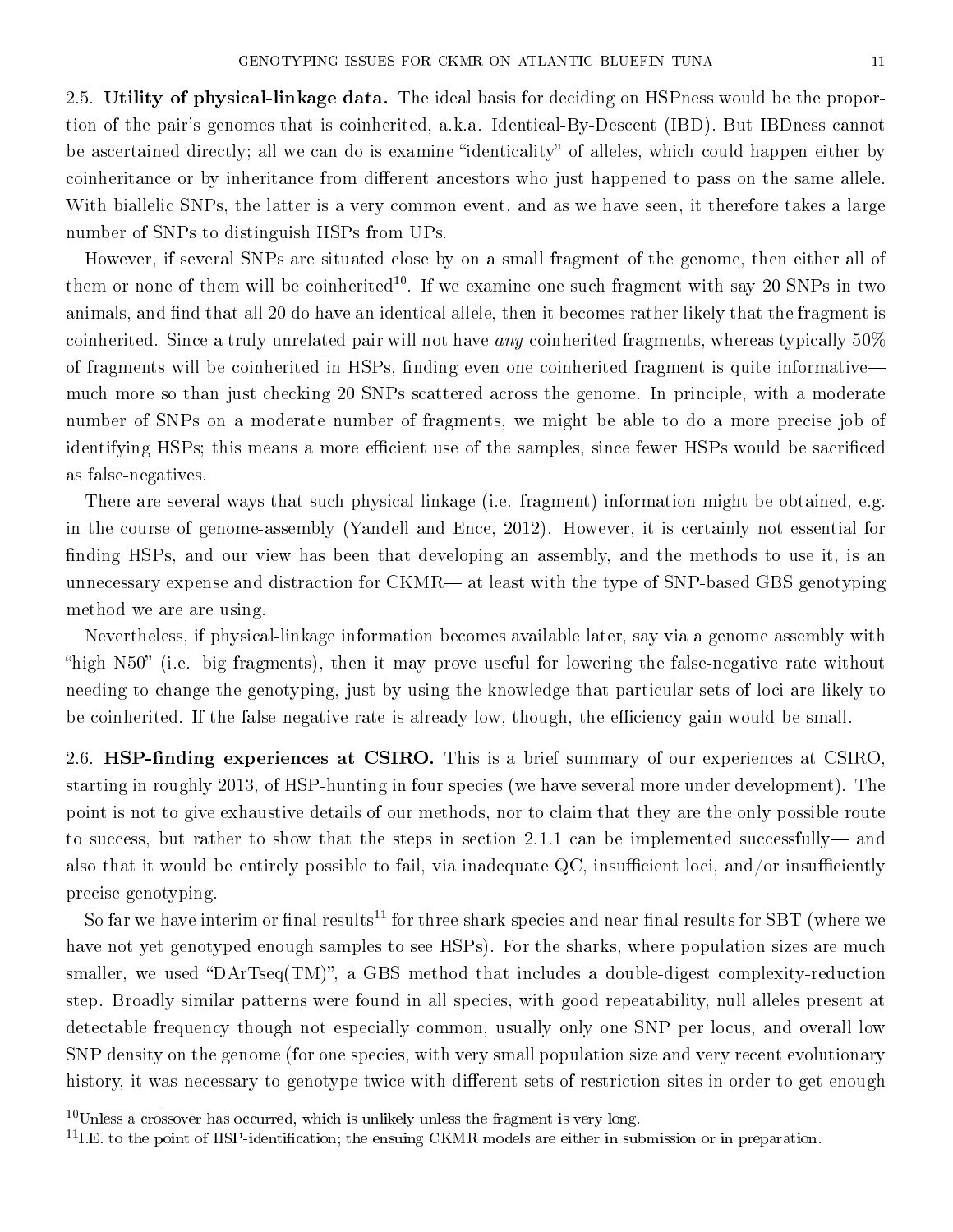2.5. **Utility of physical-linkage data.** The ideal basis for deciding on HSPness would be the proportion of the pair's genomes that is coinherited, a.k.a. Identical-By-Descent (IBD). But IBDness cannot be ascertained directly; all we can do is examine "identicality" of alleles, which could happen either by coinheritance or by inheritance from different ancestors who just happened to pass on the same allele. With biallelic SNPs, the latter is a very common event, and as we have seen, it therefore takes a large number of SNPs to distinguish HSPs from UPs.

However, if several SNPs are situated close by on a small fragment of the genome, then either all of them or none of them will be coinherited[10]. If we examine one such fragment with say 20 SNPs in two animals, and find that all 20 do have an identical allele, then it becomes rather likely that the fragment is coinherited. Since a truly unrelated pair will not have *any* coinherited fragments, whereas typically 50% of fragments will be coinherited in HSPs, finding even one coinherited fragment is quite informative— much more so than just checking 20 SNPs scattered across the genome. In principle, with a moderate number of SNPs on a moderate number of fragments, we might be able to do a more precise job of identifying HSPs; this means a more efficient use of the samples, since fewer HSPs would be sacrificed as false-negatives.

There are several ways that such physical-linkage (i.e. fragment) information might be obtained, e.g. in the course of genome-assembly (Yandell and Ence, 2012). However, it is certainly not essential for finding HSPs, and our view has been that developing an assembly, and the methods to use it, is an unnecessary expense and distraction for CKMR— at least with the type of SNP-based GBS genotyping method we are are using.

Nevertheless, if physical-linkage information becomes available later, say via a genome assembly with "high N50" (i.e. big fragments), then it may prove useful for lowering the false-negative rate without needing to change the genotyping, just by using the knowledge that particular sets of loci are likely to be coinherited. If the false-negative rate is already low, though, the efficiency gain would be small.

2.6. **HSP-finding experiences at CSIRO.** This is a brief summary of our experiences at CSIRO, starting in roughly 2013, of HSP-hunting in four species (we have several more under development). The point is not to give exhaustive details of our methods, nor to claim that they are the only possible route to success, but rather to show that the steps in section 2.1.1 can be implemented successfully— and also that it would be entirely possible to fail, via inadequate QC, insufficient loci, and/or insufficiently precise genotyping.

So far we have interim or final results[11] for three shark species and near-final results for SBT (where we have not yet genotyped enough samples to see HSPs). For the sharks, where population sizes are much smaller, we used "DArTseq(TM)", a GBS method that includes a double-digest complexity-reduction step. Broadly similar patterns were found in all species, with good repeatability, null alleles present at detectable frequency though not especially common, usually only one SNP per locus, and overall low SNP density on the genome (for one species, with very small population size and very recent evolutionary history, it was necessary to genotype twice with different sets of restriction-sites in order to get enough

[10] Unless a crossover has occurred, which is unlikely unless the fragment is very long.

[11] I.E. to the point of HSP-identification; the ensuing CKMR models are either in submission or in preparation.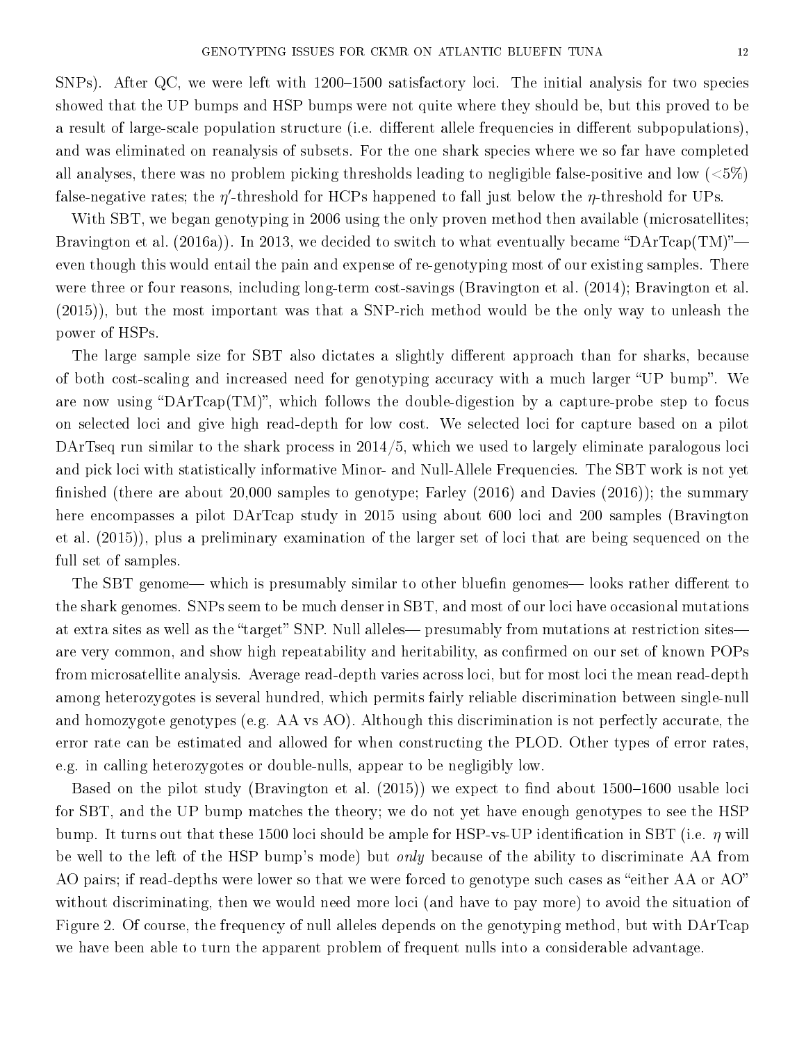SNPs). After QC, we were left with 1200–1500 satisfactory loci. The initial analysis for two species showed that the UP bumps and HSP bumps were not quite where they should be, but this proved to be a result of large-scale population structure (i.e. different allele frequencies in different subpopulations), and was eliminated on reanalysis of subsets. For the one shark species where we so far have completed all analyses, there was no problem picking thresholds leading to negligible false-positive and low (<5%) false-negative rates; the $\eta'$-threshold for HCPs happened to fall just below the $\eta$-threshold for UPs.

With SBT, we began genotyping in 2006 using the only proven method then available (microsatellites; Bravington et al. (2016a)). In 2013, we decided to switch to what eventually became "DArTcap(TM)"— even though this would entail the pain and expense of re-genotyping most of our existing samples. There were three or four reasons, including long-term cost-savings (Bravington et al. (2014); Bravington et al. (2015)), but the most important was that a SNP-rich method would be the only way to unleash the power of HSPs.

The large sample size for SBT also dictates a slightly different approach than for sharks, because of both cost-scaling and increased need for genotyping accuracy with a much larger "UP bump". We are now using "DArTcap(TM)", which follows the double-digestion by a capture-probe step to focus on selected loci and give high read-depth for low cost. We selected loci for capture based on a pilot DArTseq run similar to the shark process in 2014/5, which we used to largely eliminate paralogous loci and pick loci with statistically informative Minor- and Null-Allele Frequencies. The SBT work is not yet finished (there are about 20,000 samples to genotype; Farley (2016) and Davies (2016)); the summary here encompasses a pilot DArTcap study in 2015 using about 600 loci and 200 samples (Bravington et al. (2015)), plus a preliminary examination of the larger set of loci that are being sequenced on the full set of samples.

The SBT genome— which is presumably similar to other bluefin genomes— looks rather different to the shark genomes. SNPs seem to be much denser in SBT, and most of our loci have occasional mutations at extra sites as well as the "target" SNP. Null alleles— presumably from mutations at restriction sites— are very common, and show high repeatability and heritability, as confirmed on our set of known POPs from microsatellite analysis. Average read-depth varies across loci, but for most loci the mean read-depth among heterozygotes is several hundred, which permits fairly reliable discrimination between single-null and homozygote genotypes (e.g. AA vs AO). Although this discrimination is not perfectly accurate, the error rate can be estimated and allowed for when constructing the PLOD. Other types of error rates, e.g. in calling heterozygotes or double-nulls, appear to be negligibly low.

Based on the pilot study (Bravington et al. (2015)) we expect to find about 1500–1600 usable loci for SBT, and the UP bump matches the theory; we do not yet have enough genotypes to see the HSP bump. It turns out that these 1500 loci should be ample for HSP-vs-UP identification in SBT (i.e. $\eta$ will be well to the left of the HSP bump's mode) but *only* because of the ability to discriminate AA from AO pairs; if read-depths were lower so that we were forced to genotype such cases as "either AA or AO" without discriminating, then we would need more loci (and have to pay more) to avoid the situation of Figure 2. Of course, the frequency of null alleles depends on the genotyping method, but with DArTcap we have been able to turn the apparent problem of frequent nulls into a considerable advantage.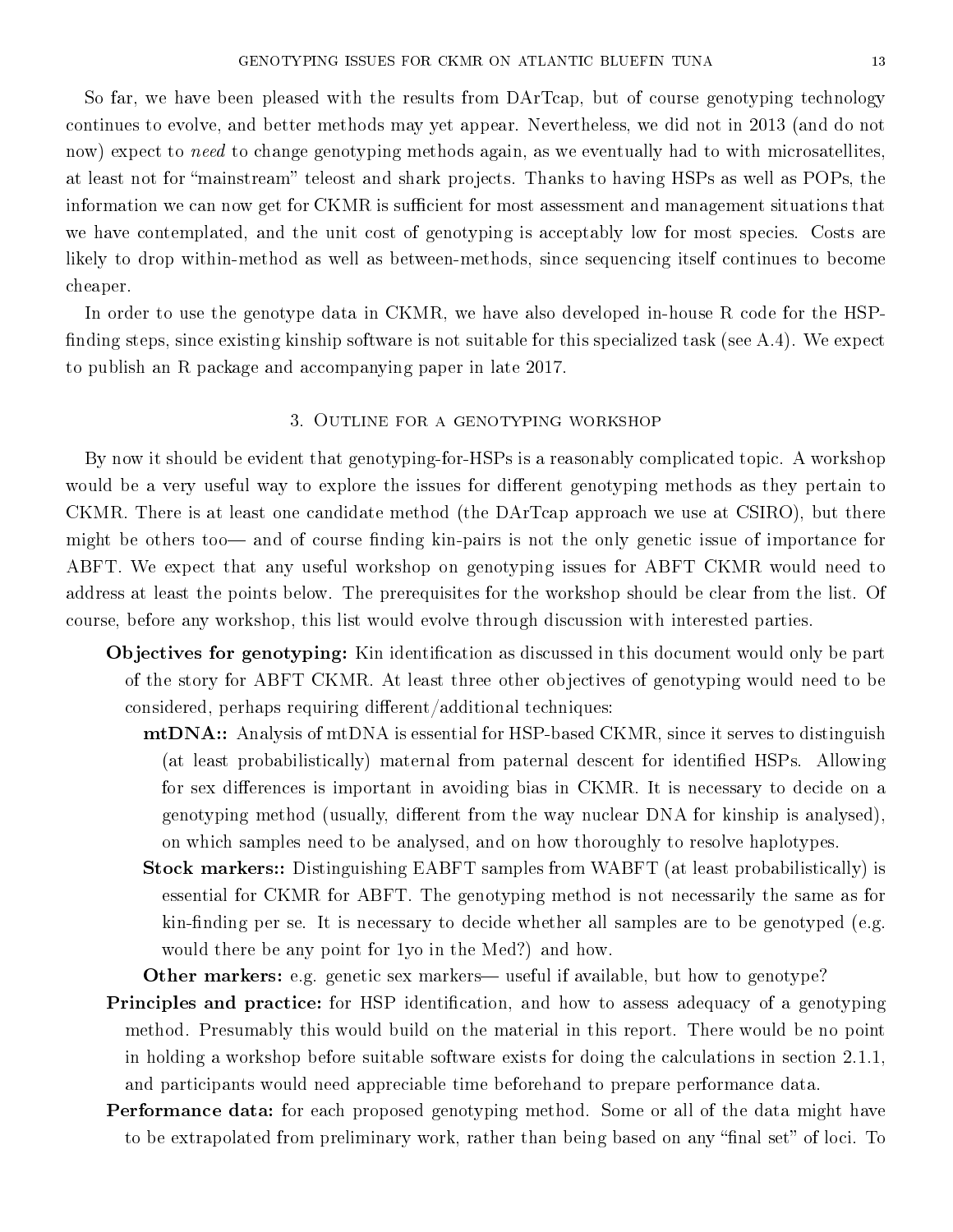So far, we have been pleased with the results from DArTcap, but of course genotyping technology continues to evolve, and better methods may yet appear. Nevertheless, we did not in 2013 (and do not now) expect to *need* to change genotyping methods again, as we eventually had to with microsatellites, at least not for "mainstream" teleost and shark projects. Thanks to having HSPs as well as POPs, the information we can now get for CKMR is sufficient for most assessment and management situations that we have contemplated, and the unit cost of genotyping is acceptably low for most species. Costs are likely to drop within-method as well as between-methods, since sequencing itself continues to become cheaper.

In order to use the genotype data in CKMR, we have also developed in-house R code for the HSP-finding steps, since existing kinship software is not suitable for this specialized task (see A.4). We expect to publish an R package and accompanying paper in late 2017.

## 3. Outline for a genotyping workshop

By now it should be evident that genotyping-for-HSPs is a reasonably complicated topic. A workshop would be a very useful way to explore the issues for different genotyping methods as they pertain to CKMR. There is at least one candidate method (the DArTcap approach we use at CSIRO), but there might be others too— and of course finding kin-pairs is not the only genetic issue of importance for ABFT. We expect that any useful workshop on genotyping issues for ABFT CKMR would need to address at least the points below. The prerequisites for the workshop should be clear from the list. Of course, before any workshop, this list would evolve through discussion with interested parties.

- **Objectives for genotyping:** Kin identification as discussed in this document would only be part of the story for ABFT CKMR. At least three other objectives of genotyping would need to be considered, perhaps requiring different/additional techniques:
  - **mtDNA::** Analysis of mtDNA is essential for HSP-based CKMR, since it serves to distinguish (at least probabilistically) maternal from paternal descent for identified HSPs. Allowing for sex differences is important in avoiding bias in CKMR. It is necessary to decide on a genotyping method (usually, different from the way nuclear DNA for kinship is analysed), on which samples need to be analysed, and on how thoroughly to resolve haplotypes.
  - **Stock markers::** Distinguishing EABFT samples from WABFT (at least probabilistically) is essential for CKMR for ABFT. The genotyping method is not necessarily the same as for kin-finding per se. It is necessary to decide whether all samples are to be genotyped (e.g. would there be any point for 1yo in the Med?) and how.
  - **Other markers:** e.g. genetic sex markers— useful if available, but how to genotype?
- **Principles and practice:** for HSP identification, and how to assess adequacy of a genotyping method. Presumably this would build on the material in this report. There would be no point in holding a workshop before suitable software exists for doing the calculations in section 2.1.1, and participants would need appreciable time beforehand to prepare performance data.
- **Performance data:** for each proposed genotyping method. Some or all of the data might have to be extrapolated from preliminary work, rather than being based on any "final set" of loci. To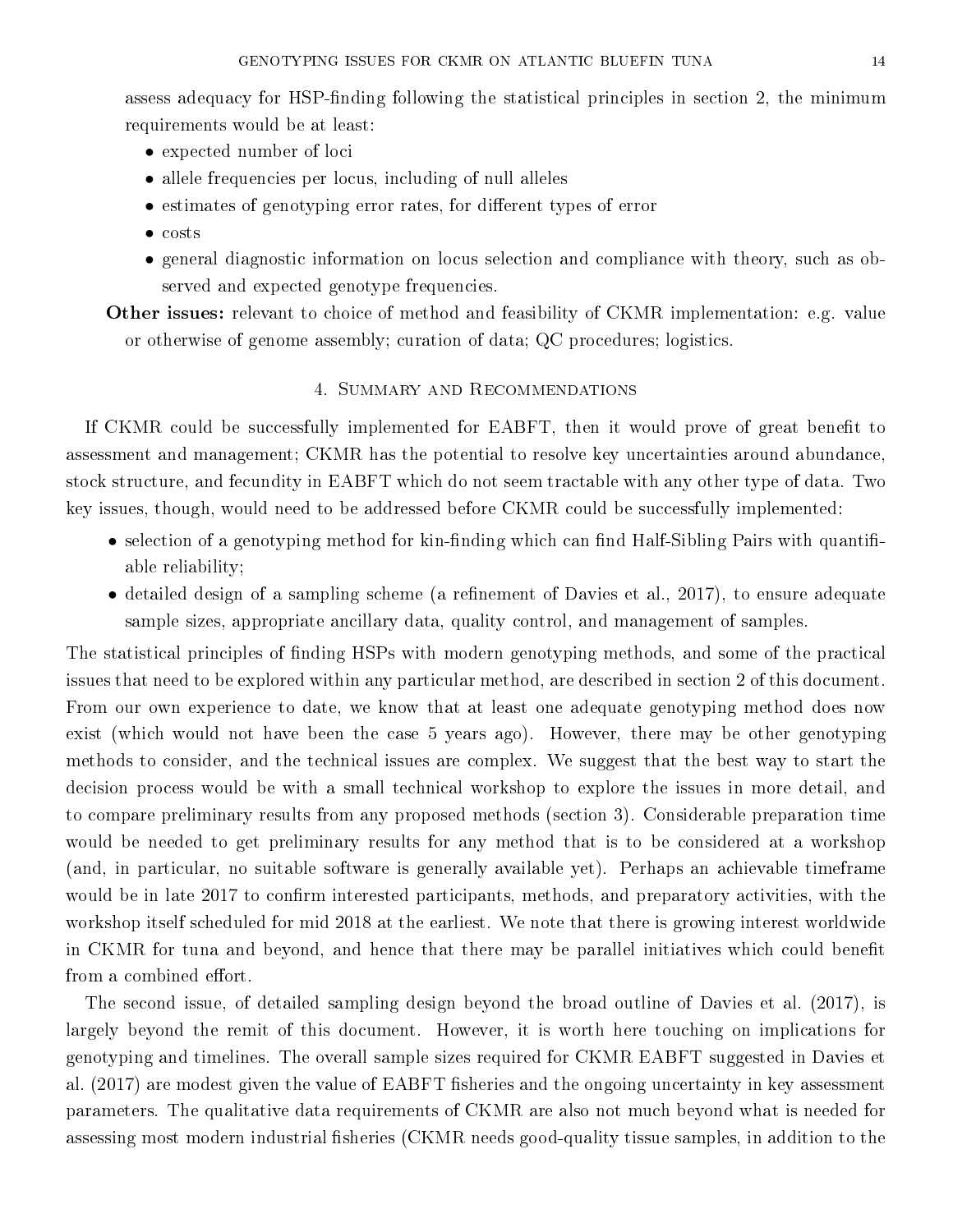assess adequacy for HSP-finding following the statistical principles in section 2, the minimum requirements would be at least:

- expected number of loci
- allele frequencies per locus, including of null alleles
- estimates of genotyping error rates, for different types of error
- costs
- general diagnostic information on locus selection and compliance with theory, such as observed and expected genotype frequencies.

**Other issues:** relevant to choice of method and feasibility of CKMR implementation: e.g. value or otherwise of genome assembly; curation of data; QC procedures; logistics.

## 4. Summary and Recommendations

If CKMR could be successfully implemented for EABFT, then it would prove of great benefit to assessment and management; CKMR has the potential to resolve key uncertainties around abundance, stock structure, and fecundity in EABFT which do not seem tractable with any other type of data. Two key issues, though, would need to be addressed before CKMR could be successfully implemented:

- selection of a genotyping method for kin-finding which can find Half-Sibling Pairs with quantifiable reliability;
- detailed design of a sampling scheme (a refinement of Davies et al., 2017), to ensure adequate sample sizes, appropriate ancillary data, quality control, and management of samples.

The statistical principles of finding HSPs with modern genotyping methods, and some of the practical issues that need to be explored within any particular method, are described in section 2 of this document. From our own experience to date, we know that at least one adequate genotyping method does now exist (which would not have been the case 5 years ago). However, there may be other genotyping methods to consider, and the technical issues are complex. We suggest that the best way to start the decision process would be with a small technical workshop to explore the issues in more detail, and to compare preliminary results from any proposed methods (section 3). Considerable preparation time would be needed to get preliminary results for any method that is to be considered at a workshop (and, in particular, no suitable software is generally available yet). Perhaps an achievable timeframe would be in late 2017 to confirm interested participants, methods, and preparatory activities, with the workshop itself scheduled for mid 2018 at the earliest. We note that there is growing interest worldwide in CKMR for tuna and beyond, and hence that there may be parallel initiatives which could benefit from a combined effort.

The second issue, of detailed sampling design beyond the broad outline of Davies et al. (2017), is largely beyond the remit of this document. However, it is worth here touching on implications for genotyping and timelines. The overall sample sizes required for CKMR EABFT suggested in Davies et al. (2017) are modest given the value of EABFT fisheries and the ongoing uncertainty in key assessment parameters. The qualitative data requirements of CKMR are also not much beyond what is needed for assessing most modern industrial fisheries (CKMR needs good-quality tissue samples, in addition to the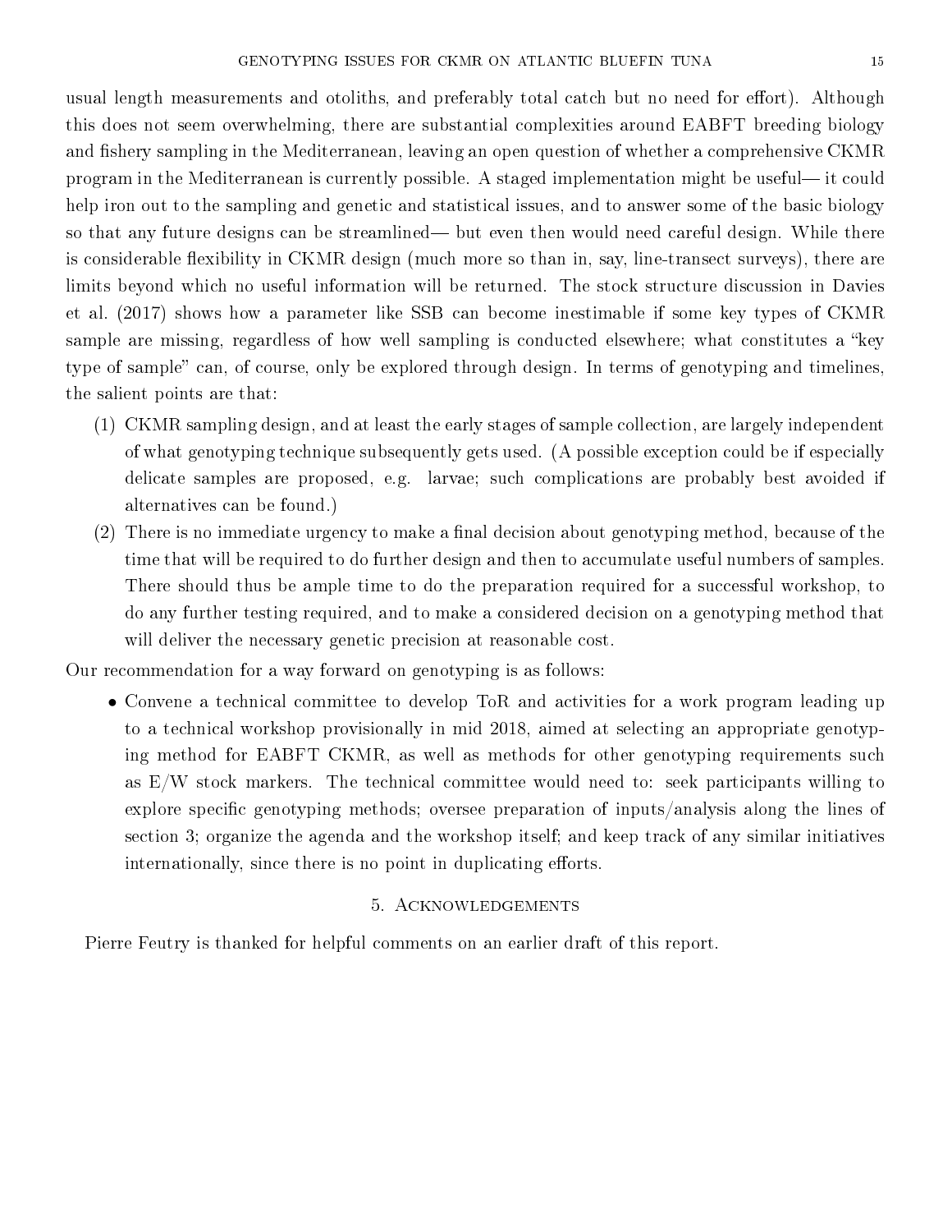usual length measurements and otoliths, and preferably total catch but no need for effort). Although this does not seem overwhelming, there are substantial complexities around EABFT breeding biology and fishery sampling in the Mediterranean, leaving an open question of whether a comprehensive CKMR program in the Mediterranean is currently possible. A staged implementation might be useful— it could help iron out to the sampling and genetic and statistical issues, and to answer some of the basic biology so that any future designs can be streamlined— but even then would need careful design. While there is considerable flexibility in CKMR design (much more so than in, say, line-transect surveys), there are limits beyond which no useful information will be returned. The stock structure discussion in Davies et al. (2017) shows how a parameter like SSB can become inestimable if some key types of CKMR sample are missing, regardless of how well sampling is conducted elsewhere; what constitutes a "key type of sample" can, of course, only be explored through design. In terms of genotyping and timelines, the salient points are that:

(1) CKMR sampling design, and at least the early stages of sample collection, are largely independent of what genotyping technique subsequently gets used. (A possible exception could be if especially delicate samples are proposed, e.g. larvae; such complications are probably best avoided if alternatives can be found.)

(2) There is no immediate urgency to make a final decision about genotyping method, because of the time that will be required to do further design and then to accumulate useful numbers of samples. There should thus be ample time to do the preparation required for a successful workshop, to do any further testing required, and to make a considered decision on a genotyping method that will deliver the necessary genetic precision at reasonable cost.

Our recommendation for a way forward on genotyping is as follows:

- Convene a technical committee to develop ToR and activities for a work program leading up to a technical workshop provisionally in mid 2018, aimed at selecting an appropriate genotyping method for EABFT CKMR, as well as methods for other genotyping requirements such as E/W stock markers. The technical committee would need to: seek participants willing to explore specific genotyping methods; oversee preparation of inputs/analysis along the lines of section 3; organize the agenda and the workshop itself; and keep track of any similar initiatives internationally, since there is no point in duplicating efforts.

## 5. Acknowledgements

Pierre Feutry is thanked for helpful comments on an earlier draft of this report.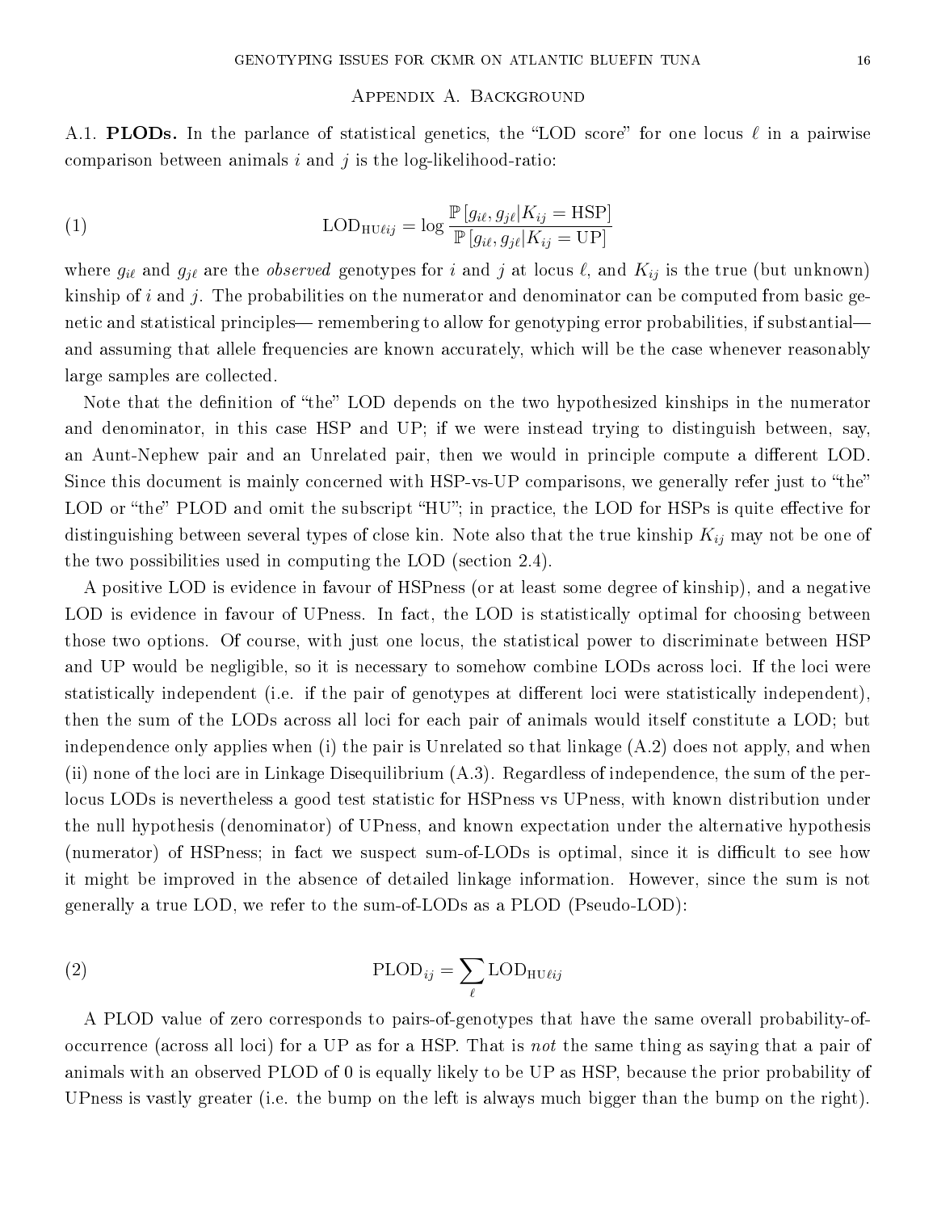## Appendix A. Background

A.1. **PLODs.** In the parlance of statistical genetics, the "LOD score" for one locus $\ell$ in a pairwise comparison between animals $i$ and $j$ is the log-likelihood-ratio:

$$\mathrm{LOD}_{\mathrm{HU}\ell ij} = \log \frac{\mathbb{P}\left[g_{i\ell}, g_{j\ell} | K_{ij} = \mathrm{HSP}\right]}{\mathbb{P}\left[g_{i\ell}, g_{j\ell} | K_{ij} = \mathrm{UP}\right]} \tag{1}$$

where $g_{i\ell}$ and $g_{j\ell}$ are the *observed* genotypes for $i$ and $j$ at locus $\ell$, and $K_{ij}$ is the true (but unknown) kinship of $i$ and $j$. The probabilities on the numerator and denominator can be computed from basic genetic and statistical principles— remembering to allow for genotyping error probabilities, if substantial— and assuming that allele frequencies are known accurately, which will be the case whenever reasonably large samples are collected.

Note that the definition of "the" LOD depends on the two hypothesized kinships in the numerator and denominator, in this case HSP and UP; if we were instead trying to distinguish between, say, an Aunt-Nephew pair and an Unrelated pair, then we would in principle compute a different LOD. Since this document is mainly concerned with HSP-vs-UP comparisons, we generally refer just to "the" LOD or "the" PLOD and omit the subscript "HU"; in practice, the LOD for HSPs is quite effective for distinguishing between several types of close kin. Note also that the true kinship $K_{ij}$ may not be one of the two possibilities used in computing the LOD (section 2.4).

A positive LOD is evidence in favour of HSPness (or at least some degree of kinship), and a negative LOD is evidence in favour of UPness. In fact, the LOD is statistically optimal for choosing between those two options. Of course, with just one locus, the statistical power to discriminate between HSP and UP would be negligible, so it is necessary to somehow combine LODs across loci. If the loci were statistically independent (i.e. if the pair of genotypes at different loci were statistically independent), then the sum of the LODs across all loci for each pair of animals would itself constitute a LOD; but independence only applies when (i) the pair is Unrelated so that linkage (A.2) does not apply, and when (ii) none of the loci are in Linkage Disequilibrium (A.3). Regardless of independence, the sum of the per-locus LODs is nevertheless a good test statistic for HSPness vs UPness, with known distribution under the null hypothesis (denominator) of UPness, and known expectation under the alternative hypothesis (numerator) of HSPness; in fact we suspect sum-of-LODs is optimal, since it is difficult to see how it might be improved in the absence of detailed linkage information. However, since the sum is not generally a true LOD, we refer to the sum-of-LODs as a PLOD (Pseudo-LOD):

$$\mathrm{PLOD}_{ij} = \sum_{\ell} \mathrm{LOD}_{\mathrm{HU}\ell ij} \tag{2}$$

A PLOD value of zero corresponds to pairs-of-genotypes that have the same overall probability-of-occurrence (across all loci) for a UP as for a HSP. That is *not* the same thing as saying that a pair of animals with an observed PLOD of 0 is equally likely to be UP as HSP, because the prior probability of UPness is vastly greater (i.e. the bump on the left is always much bigger than the bump on the right).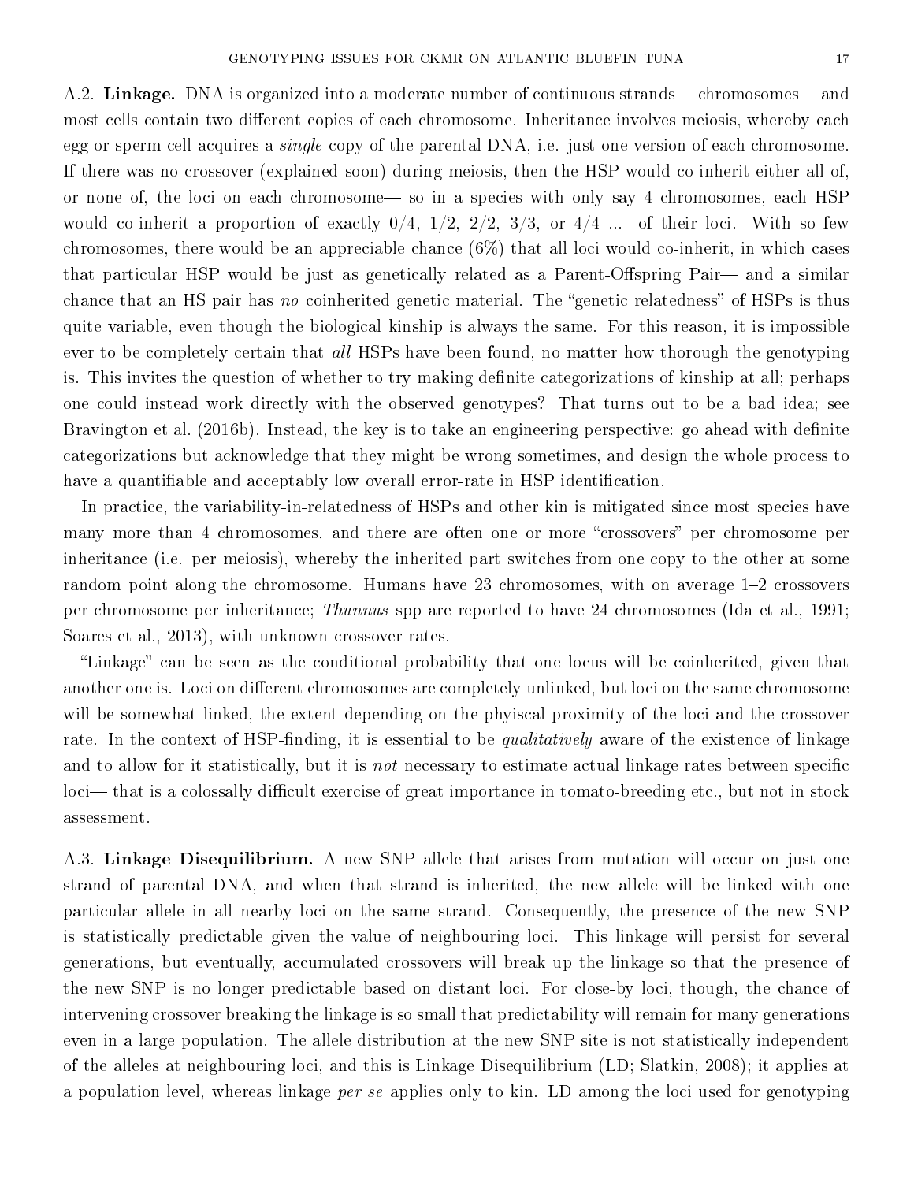A.2. **Linkage.** DNA is organized into a moderate number of continuous strands— chromosomes— and most cells contain two different copies of each chromosome. Inheritance involves meiosis, whereby each egg or sperm cell acquires a *single* copy of the parental DNA, i.e. just one version of each chromosome. If there was no crossover (explained soon) during meiosis, then the HSP would co-inherit either all of, or none of, the loci on each chromosome— so in a species with only say 4 chromosomes, each HSP would co-inherit a proportion of exactly 0/4, 1/2, 2/2, 3/3, or 4/4 ... of their loci. With so few chromosomes, there would be an appreciable chance (6%) that all loci would co-inherit, in which cases that particular HSP would be just as genetically related as a Parent-Offspring Pair— and a similar chance that an HS pair has *no* coinherited genetic material. The "genetic relatedness" of HSPs is thus quite variable, even though the biological kinship is always the same. For this reason, it is impossible ever to be completely certain that *all* HSPs have been found, no matter how thorough the genotyping is. This invites the question of whether to try making definite categorizations of kinship at all; perhaps one could instead work directly with the observed genotypes? That turns out to be a bad idea; see Bravington et al. (2016b). Instead, the key is to take an engineering perspective: go ahead with definite categorizations but acknowledge that they might be wrong sometimes, and design the whole process to have a quantifiable and acceptably low overall error-rate in HSP identification.

In practice, the variability-in-relatedness of HSPs and other kin is mitigated since most species have many more than 4 chromosomes, and there are often one or more "crossovers" per chromosome per inheritance (i.e. per meiosis), whereby the inherited part switches from one copy to the other at some random point along the chromosome. Humans have 23 chromosomes, with on average 1–2 crossovers per chromosome per inheritance; *Thunnus* spp are reported to have 24 chromosomes (Ida et al., 1991; Soares et al., 2013), with unknown crossover rates.

"Linkage" can be seen as the conditional probability that one locus will be coinherited, given that another one is. Loci on different chromosomes are completely unlinked, but loci on the same chromosome will be somewhat linked, the extent depending on the phyiscal proximity of the loci and the crossover rate. In the context of HSP-finding, it is essential to be *qualitatively* aware of the existence of linkage and to allow for it statistically, but it is *not* necessary to estimate actual linkage rates between specific loci— that is a colossally difficult exercise of great importance in tomato-breeding etc., but not in stock assessment.

A.3. **Linkage Disequilibrium.** A new SNP allele that arises from mutation will occur on just one strand of parental DNA, and when that strand is inherited, the new allele will be linked with one particular allele in all nearby loci on the same strand. Consequently, the presence of the new SNP is statistically predictable given the value of neighbouring loci. This linkage will persist for several generations, but eventually, accumulated crossovers will break up the linkage so that the presence of the new SNP is no longer predictable based on distant loci. For close-by loci, though, the chance of intervening crossover breaking the linkage is so small that predictability will remain for many generations even in a large population. The allele distribution at the new SNP site is not statistically independent of the alleles at neighbouring loci, and this is Linkage Disequilibrium (LD; Slatkin, 2008); it applies at a population level, whereas linkage *per se* applies only to kin. LD among the loci used for genotyping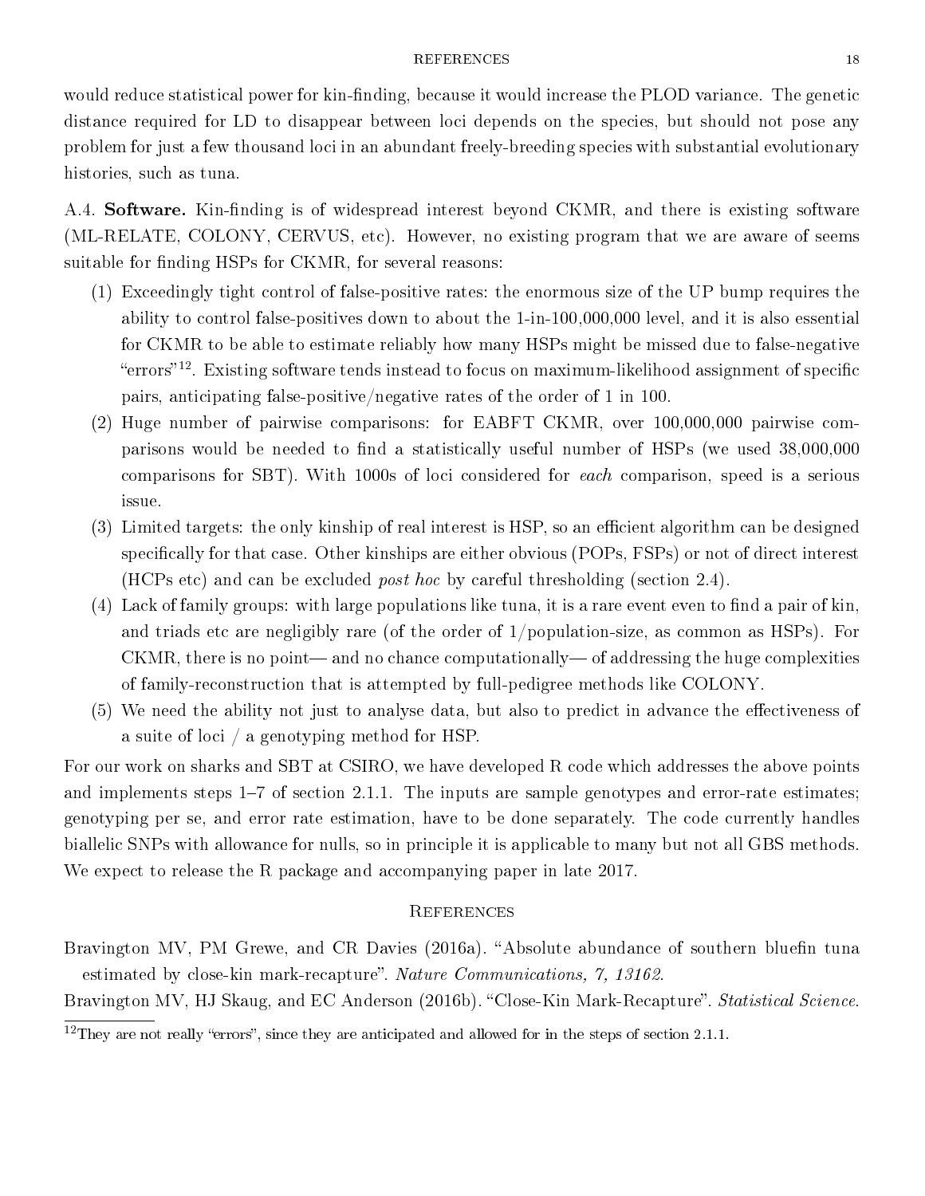would reduce statistical power for kin-finding, because it would increase the PLOD variance. The genetic distance required for LD to disappear between loci depends on the species, but should not pose any problem for just a few thousand loci in an abundant freely-breeding species with substantial evolutionary histories, such as tuna.

A.4. **Software.** Kin-finding is of widespread interest beyond CKMR, and there is existing software (ML-RELATE, COLONY, CERVUS, etc). However, no existing program that we are aware of seems suitable for finding HSPs for CKMR, for several reasons:

1. Exceedingly tight control of false-positive rates: the enormous size of the UP bump requires the ability to control false-positives down to about the 1-in-100,000,000 level, and it is also essential for CKMR to be able to estimate reliably how many HSPs might be missed due to false-negative "errors"[12]. Existing software tends instead to focus on maximum-likelihood assignment of specific pairs, anticipating false-positive/negative rates of the order of 1 in 100.
2. Huge number of pairwise comparisons: for EABFT CKMR, over 100,000,000 pairwise comparisons would be needed to find a statistically useful number of HSPs (we used 38,000,000 comparisons for SBT). With 1000s of loci considered for *each* comparison, speed is a serious issue.
3. Limited targets: the only kinship of real interest is HSP, so an efficient algorithm can be designed specifically for that case. Other kinships are either obvious (POPs, FSPs) or not of direct interest (HCPs etc) and can be excluded *post hoc* by careful thresholding (section 2.4).
4. Lack of family groups: with large populations like tuna, it is a rare event even to find a pair of kin, and triads etc are negligibly rare (of the order of 1/population-size, as common as HSPs). For CKMR, there is no point— and no chance computationally— of addressing the huge complexities of family-reconstruction that is attempted by full-pedigree methods like COLONY.
5. We need the ability not just to analyse data, but also to predict in advance the effectiveness of a suite of loci / a genotyping method for HSP.

For our work on sharks and SBT at CSIRO, we have developed R code which addresses the above points and implements steps 1–7 of section 2.1.1. The inputs are sample genotypes and error-rate estimates; genotyping per se, and error rate estimation, have to be done separately. The code currently handles biallelic SNPs with allowance for nulls, so in principle it is applicable to many but not all GBS methods. We expect to release the R package and accompanying paper in late 2017.

## References

Bravington MV, PM Grewe, and CR Davies (2016a). "Absolute abundance of southern bluefin tuna estimated by close-kin mark-recapture". *Nature Communications, 7, 13162*.

Bravington MV, HJ Skaug, and EC Anderson (2016b). "Close-Kin Mark-Recapture". *Statistical Science*.

[12] They are not really "errors", since they are anticipated and allowed for in the steps of section 2.1.1.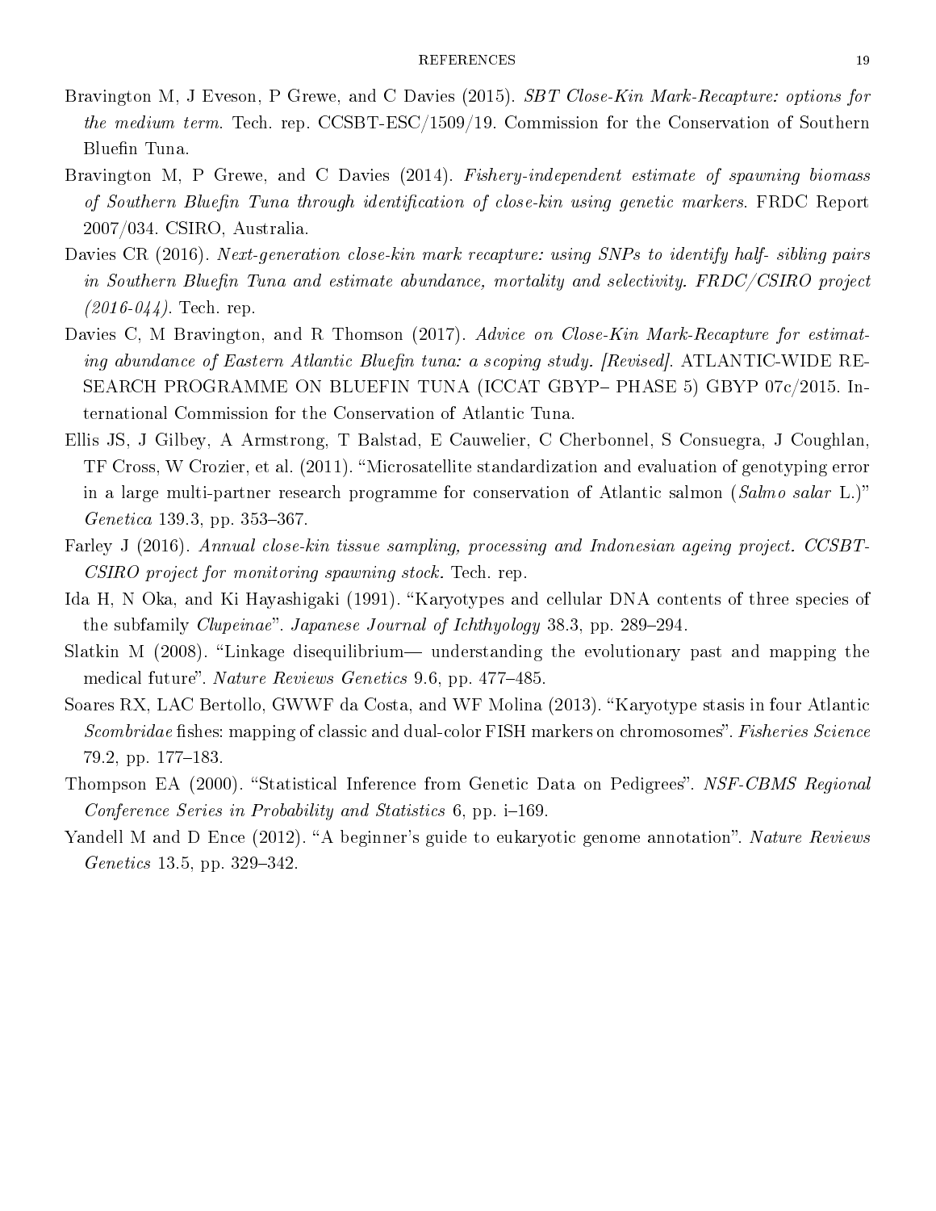Bravington M, J Eveson, P Grewe, and C Davies (2015). *SBT Close-Kin Mark-Recapture: options for the medium term.* Tech. rep. CCSBT-ESC/1509/19. Commission for the Conservation of Southern Bluefin Tuna.

Bravington M, P Grewe, and C Davies (2014). *Fishery-independent estimate of spawning biomass of Southern Bluefin Tuna through identification of close-kin using genetic markers.* FRDC Report 2007/034. CSIRO, Australia.

Davies CR (2016). *Next-generation close-kin mark recapture: using SNPs to identify half- sibling pairs in Southern Bluefin Tuna and estimate abundance, mortality and selectivity. FRDC/CSIRO project (2016-044).* Tech. rep.

Davies C, M Bravington, and R Thomson (2017). *Advice on Close-Kin Mark-Recapture for estimating abundance of Eastern Atlantic Bluefin tuna: a scoping study. [Revised].* ATLANTIC-WIDE RESEARCH PROGRAMME ON BLUEFIN TUNA (ICCAT GBYP– PHASE 5) GBYP 07c/2015. International Commission for the Conservation of Atlantic Tuna.

Ellis JS, J Gilbey, A Armstrong, T Balstad, E Cauwelier, C Cherbonnel, S Consuegra, J Coughlan, TF Cross, W Crozier, et al. (2011). "Microsatellite standardization and evaluation of genotyping error in a large multi-partner research programme for conservation of Atlantic salmon (*Salmo salar* L.)" *Genetica* 139.3, pp. 353–367.

Farley J (2016). *Annual close-kin tissue sampling, processing and Indonesian ageing project. CCSBT-CSIRO project for monitoring spawning stock.* Tech. rep.

Ida H, N Oka, and Ki Hayashigaki (1991). "Karyotypes and cellular DNA contents of three species of the subfamily *Clupeinae*". *Japanese Journal of Ichthyology* 38.3, pp. 289–294.

Slatkin M (2008). "Linkage disequilibrium— understanding the evolutionary past and mapping the medical future". *Nature Reviews Genetics* 9.6, pp. 477–485.

Soares RX, LAC Bertollo, GWWF da Costa, and WF Molina (2013). "Karyotype stasis in four Atlantic *Scombridae* fishes: mapping of classic and dual-color FISH markers on chromosomes". *Fisheries Science* 79.2, pp. 177–183.

Thompson EA (2000). "Statistical Inference from Genetic Data on Pedigrees". *NSF-CBMS Regional Conference Series in Probability and Statistics* 6, pp. i–169.

Yandell M and D Ence (2012). "A beginner's guide to eukaryotic genome annotation". *Nature Reviews Genetics* 13.5, pp. 329–342.